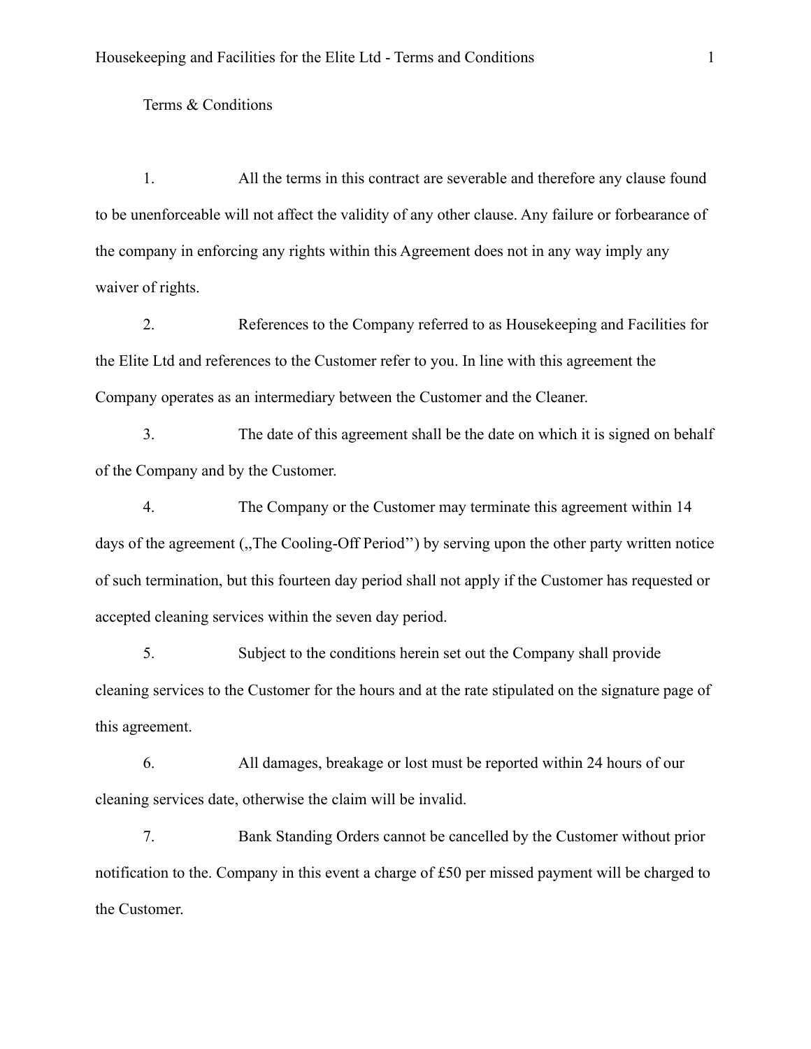Terms & Conditions

1. All the terms in this contract are severable and therefore any clause found to be unenforceable will not affect the validity of any other clause. Any failure or forbearance of the company in enforcing any rights within this Agreement does not in any way imply any waiver of rights.

2. References to the Company referred to as Housekeeping and Facilities for the Elite Ltd and references to the Customer refer to you. In line with this agreement the Company operates as an intermediary between the Customer and the Cleaner.

3. The date of this agreement shall be the date on which it is signed on behalf of the Company and by the Customer.

4. The Company or the Customer may terminate this agreement within 14 days of the agreement („The Cooling-Off Period'') by serving upon the other party written notice of such termination, but this fourteen day period shall not apply if the Customer has requested or accepted cleaning services within the seven day period.

5. Subject to the conditions herein set out the Company shall provide cleaning services to the Customer for the hours and at the rate stipulated on the signature page of this agreement.

6. All damages, breakage or lost must be reported within 24 hours of our cleaning services date, otherwise the claim will be invalid.

7. Bank Standing Orders cannot be cancelled by the Customer without prior notification to the. Company in this event a charge of £50 per missed payment will be charged to the Customer.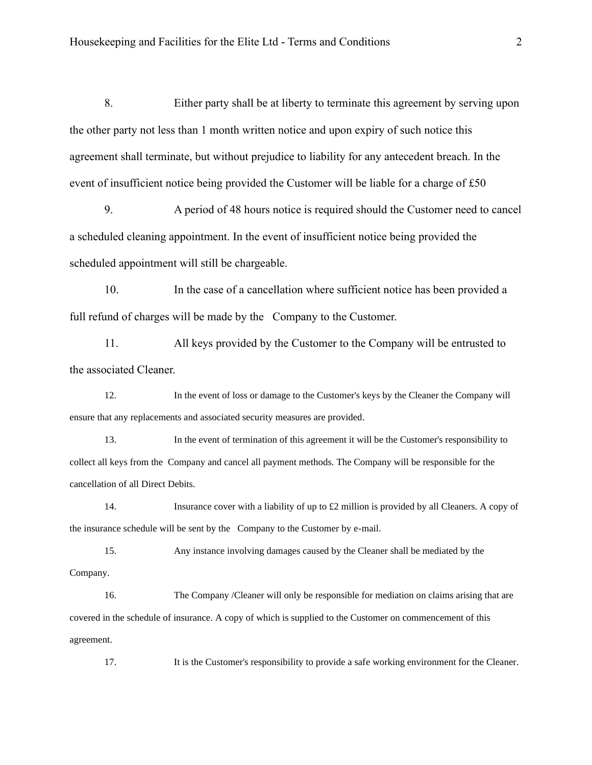8. Either party shall be at liberty to terminate this agreement by serving upon the other party not less than 1 month written notice and upon expiry of such notice this agreement shall terminate, but without prejudice to liability for any antecedent breach. In the event of insufficient notice being provided the Customer will be liable for a charge of £50

9. A period of 48 hours notice is required should the Customer need to cancel a scheduled cleaning appointment. In the event of insufficient notice being provided the scheduled appointment will still be chargeable.

10. In the case of a cancellation where sufficient notice has been provided a full refund of charges will be made by the Company to the Customer.

11. All keys provided by the Customer to the Company will be entrusted to the associated Cleaner.

12. In the event of loss or damage to the Customer's keys by the Cleaner the Company will ensure that any replacements and associated security measures are provided.

13. In the event of termination of this agreement it will be the Customer's responsibility to collect all keys from the Company and cancel all payment methods. The Company will be responsible for the cancellation of all Direct Debits.

14. Insurance cover with a liability of up to £2 million is provided by all Cleaners. A copy of the insurance schedule will be sent by the Company to the Customer by e-mail.

15. Any instance involving damages caused by the Cleaner shall be mediated by the Company.

16. The Company /Cleaner will only be responsible for mediation on claims arising that are covered in the schedule of insurance. A copy of which is supplied to the Customer on commencement of this agreement.

17. It is the Customer's responsibility to provide a safe working environment for the Cleaner.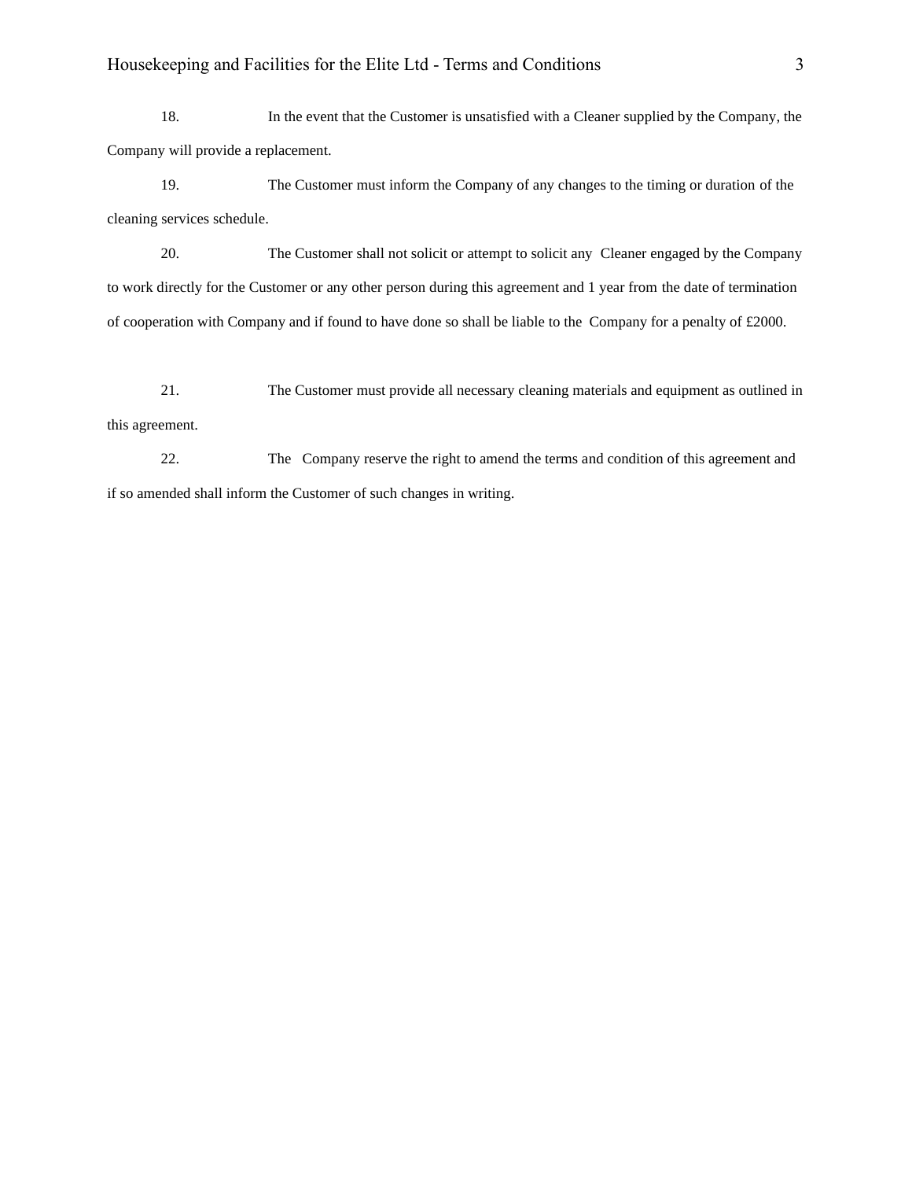18. In the event that the Customer is unsatisfied with a Cleaner supplied by the Company, the Company will provide a replacement.

19. The Customer must inform the Company of any changes to the timing or duration of the cleaning services schedule.

20. The Customer shall not solicit or attempt to solicit any Cleaner engaged by the Company to work directly for the Customer or any other person during this agreement and 1 year from the date of termination of cooperation with Company and if found to have done so shall be liable to the Company for a penalty of £2000.

21. The Customer must provide all necessary cleaning materials and equipment as outlined in this agreement.

22. The Company reserve the right to amend the terms and condition of this agreement and if so amended shall inform the Customer of such changes in writing.